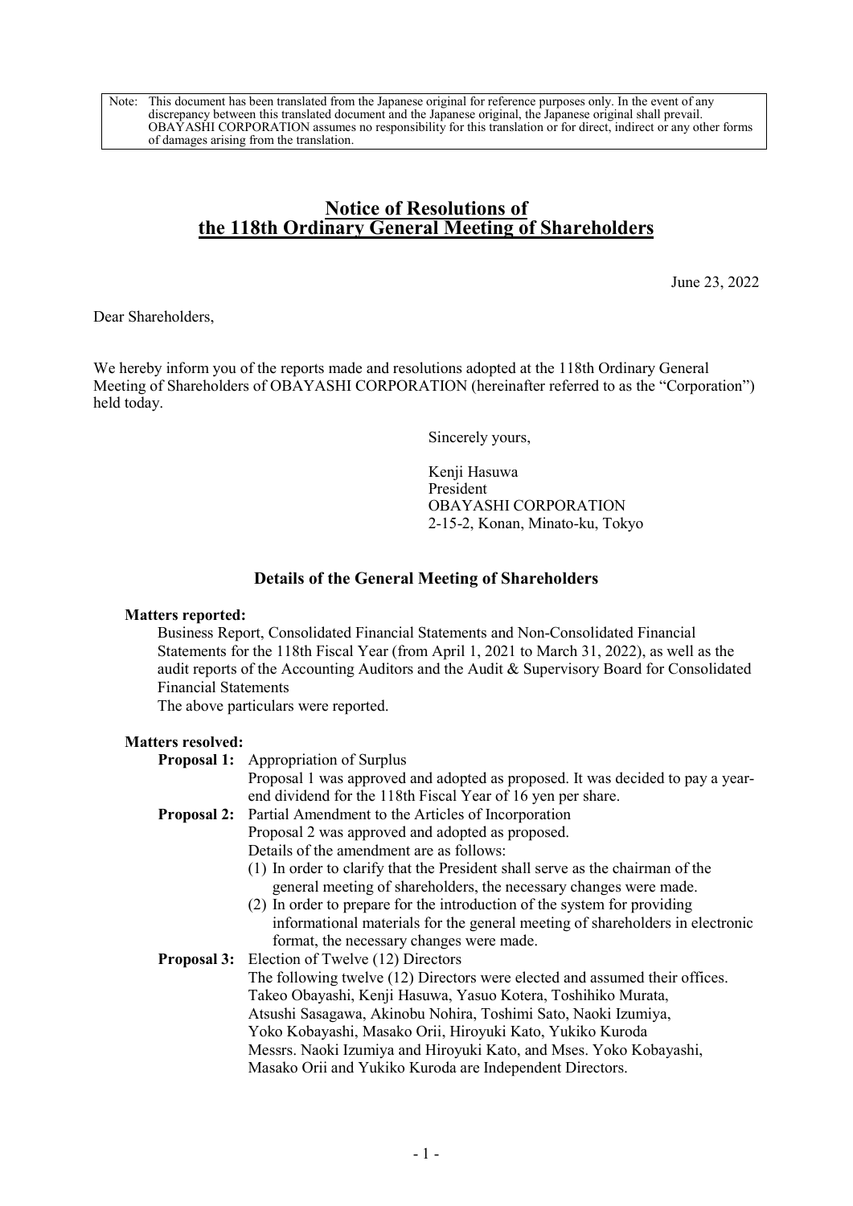> Note: This document has been translated from the Japanese original for reference purposes only. In the event of any discrepancy between this translated document and the Japanese original, the Japanese original shall prevail. OBAYASHI CORPORATION assumes no responsibility for this translation or for direct, indirect or any other forms of damages arising from the translation.

# Notice of Resolutions of the 118th Ordinary General Meeting of Shareholders

June 23, 2022

Dear Shareholders,

We hereby inform you of the reports made and resolutions adopted at the 118th Ordinary General Meeting of Shareholders of OBAYASHI CORPORATION (hereinafter referred to as the "Corporation") held today.

Sincerely yours,

Kenji Hasuwa
President
OBAYASHI CORPORATION
2-15-2, Konan, Minato-ku, Tokyo

## Details of the General Meeting of Shareholders

**Matters reported:**

Business Report, Consolidated Financial Statements and Non-Consolidated Financial Statements for the 118th Fiscal Year (from April 1, 2021 to March 31, 2022), as well as the audit reports of the Accounting Auditors and the Audit & Supervisory Board for Consolidated Financial Statements

The above particulars were reported.

**Matters resolved:**

**Proposal 1:** Appropriation of Surplus

Proposal 1 was approved and adopted as proposed. It was decided to pay a year-end dividend for the 118th Fiscal Year of 16 yen per share.

**Proposal 2:** Partial Amendment to the Articles of Incorporation

Proposal 2 was approved and adopted as proposed.

Details of the amendment are as follows:

(1) In order to clarify that the President shall serve as the chairman of the general meeting of shareholders, the necessary changes were made.

(2) In order to prepare for the introduction of the system for providing informational materials for the general meeting of shareholders in electronic format, the necessary changes were made.

**Proposal 3:** Election of Twelve (12) Directors

The following twelve (12) Directors were elected and assumed their offices.

Takeo Obayashi, Kenji Hasuwa, Yasuo Kotera, Toshihiko Murata, Atsushi Sasagawa, Akinobu Nohira, Toshimi Sato, Naoki Izumiya, Yoko Kobayashi, Masako Orii, Hiroyuki Kato, Yukiko Kuroda

Messrs. Naoki Izumiya and Hiroyuki Kato, and Mses. Yoko Kobayashi, Masako Orii and Yukiko Kuroda are Independent Directors.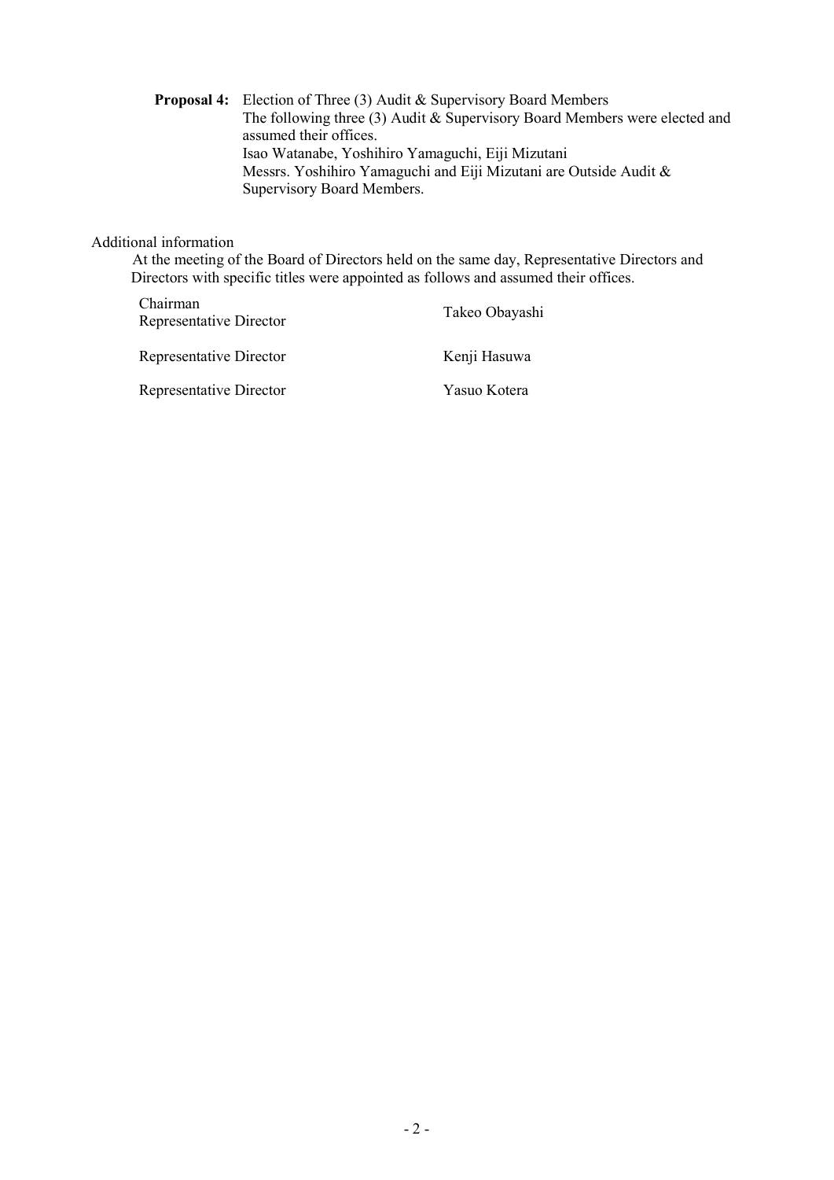**Proposal 4:** Election of Three (3) Audit & Supervisory Board Members
The following three (3) Audit & Supervisory Board Members were elected and assumed their offices.
Isao Watanabe, Yoshihiro Yamaguchi, Eiji Mizutani
Messrs. Yoshihiro Yamaguchi and Eiji Mizutani are Outside Audit & Supervisory Board Members.

Additional information

At the meeting of the Board of Directors held on the same day, Representative Directors and Directors with specific titles were appointed as follows and assumed their offices.

| | |
|---|---|
| Chairman<br>Representative Director | Takeo Obayashi |
| Representative Director | Kenji Hasuwa |
| Representative Director | Yasuo Kotera |